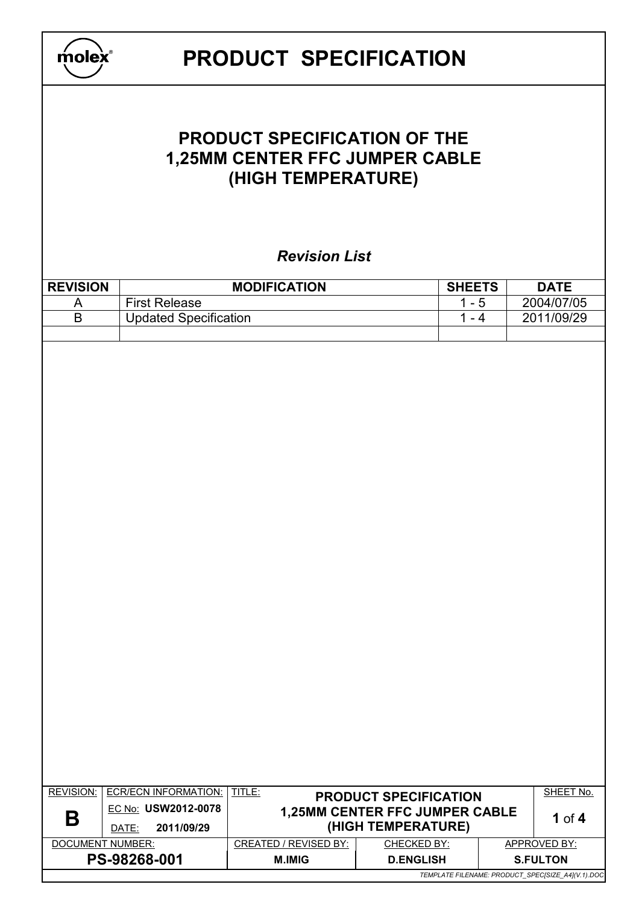# PRODUCT SPECIFICATION

## PRODUCT SPECIFICATION OF THE 1,25MM CENTER FFC JUMPER CABLE (HIGH TEMPERATURE)

### *Revision List*

| REVISION | MODIFICATION | SHEETS | DATE |
|---|---|---|---|
| A | First Release | 1 - 5 | 2004/07/05 |
| B | Updated Specification | 1 - 4 | 2011/09/29 |
| | | | |

| REVISION: | ECR/ECN INFORMATION: | TITLE: | | SHEET No. |
|---|---|---|---|---|
| B | EC No: USW2012-0078 DATE: 2011/09/29 | PRODUCT SPECIFICATION 1,25MM CENTER FFC JUMPER CABLE (HIGH TEMPERATURE) | | 1 of 4 |
| DOCUMENT NUMBER: | | CREATED / REVISED BY: | CHECKED BY: | APPROVED BY: |
| PS-98268-001 | | M.IMIG | D.ENGLISH | S.FULTON |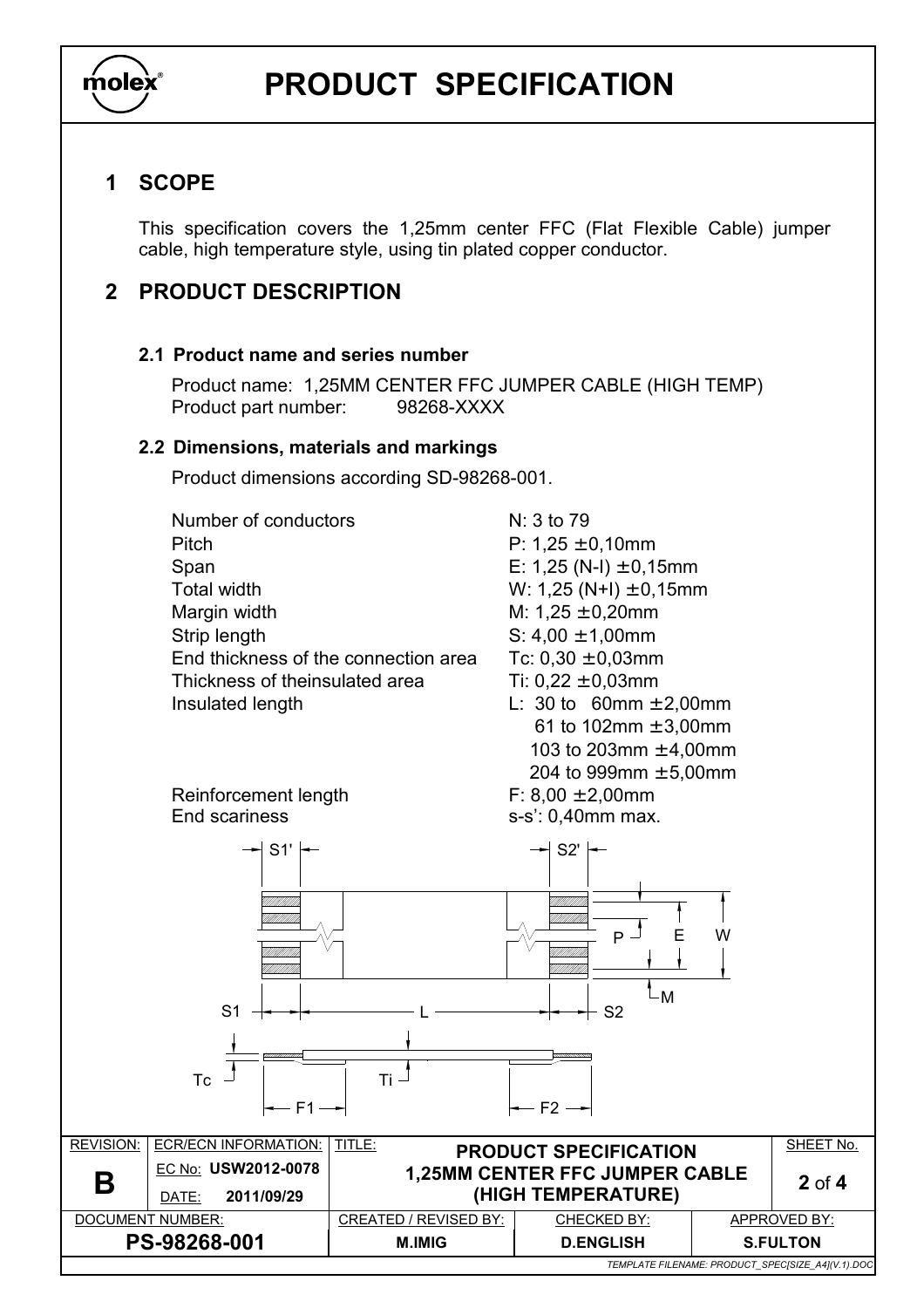# PRODUCT SPECIFICATION

## 1 SCOPE

This specification covers the 1,25mm center FFC (Flat Flexible Cable) jumper cable, high temperature style, using tin plated copper conductor.

## 2 PRODUCT DESCRIPTION

### 2.1 Product name and series number

Product name: 1,25MM CENTER FFC JUMPER CABLE (HIGH TEMP)
Product part number: 98268-XXXX

### 2.2 Dimensions, materials and markings

Product dimensions according SD-98268-001.

| | |
|---|---|
| Number of conductors | N: 3 to 79 |
| Pitch | P: 1,25 ±0,10mm |
| Span | E: 1,25 (N-l) ±0,15mm |
| Total width | W: 1,25 (N+l) ±0,15mm |
| Margin width | M: 1,25 ±0,20mm |
| Strip length | S: 4,00 ±1,00mm |
| End thickness of the connection area | Tc: 0,30 ±0,03mm |
| Thickness of theinsulated area | Ti: 0,22 ±0,03mm |
| Insulated length | L: 30 to 60mm ±2,00mm<br>61 to 102mm ±3,00mm<br>103 to 203mm ±4,00mm<br>204 to 999mm ±5,00mm |
| Reinforcement length | F: 8,00 ±2,00mm |
| End scariness | s-s': 0,40mm max. |

| REVISION: | ECR/ECN INFORMATION: | TITLE: | | | SHEET No. |
|---|---|---|---|---|---|
| B | EC No: USW2012-0078<br>DATE: 2011/09/29 | PRODUCT SPECIFICATION<br>1,25MM CENTER FFC JUMPER CABLE (HIGH TEMPERATURE) | | | 2 of 4 |
| DOCUMENT NUMBER: | | CREATED / REVISED BY: | CHECKED BY: | APPROVED BY: | |
| PS-98268-001 | | M.IMIG | D.ENGLISH | S.FULTON | |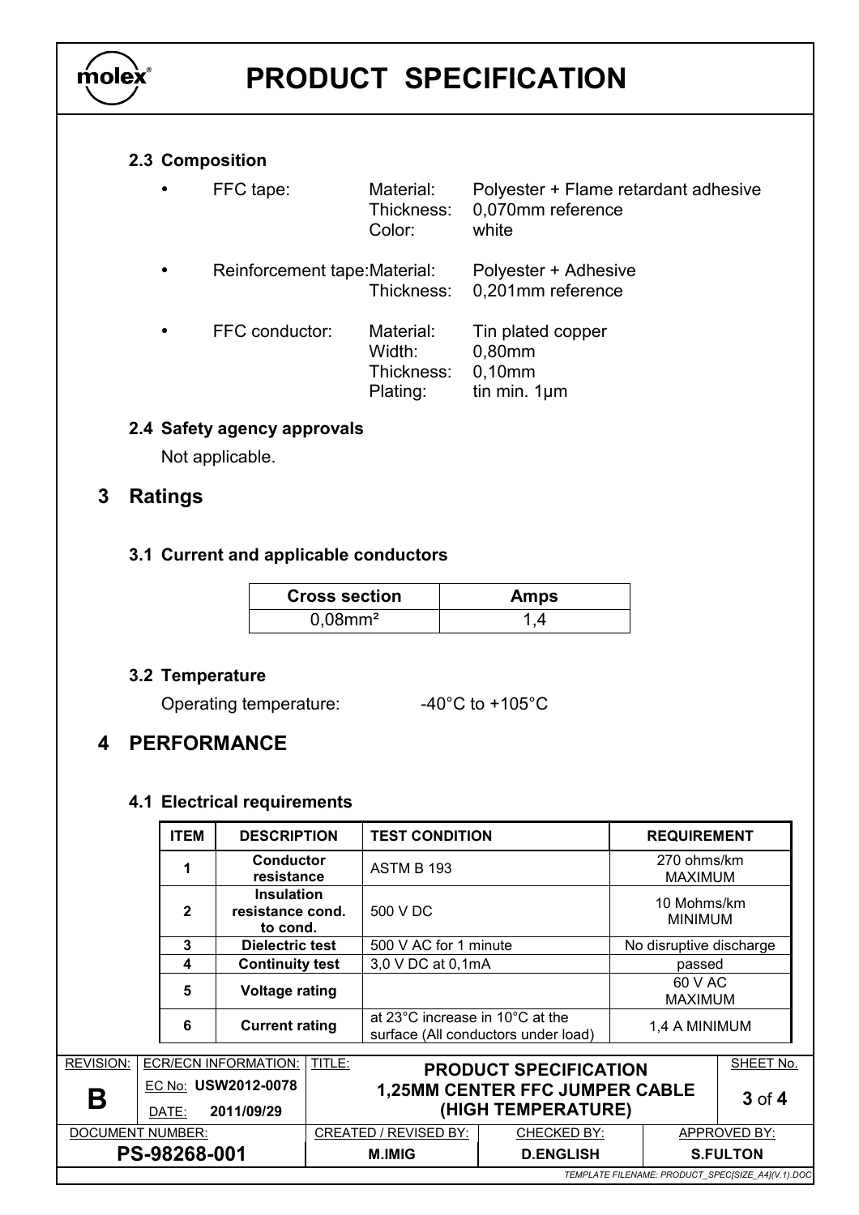### 2.3 Composition

- FFC tape: Material: Polyester + Flame retardant adhesive
  Thickness: 0,070mm reference
  Color: white

- Reinforcement tape: Material: Polyester + Adhesive
  Thickness: 0,201mm reference

- FFC conductor: Material: Tin plated copper
  Width: 0,80mm
  Thickness: 0,10mm
  Plating: tin min. 1µm

### 2.4 Safety agency approvals

Not applicable.

## 3 Ratings

### 3.1 Current and applicable conductors

| Cross section | Amps |
| --- | --- |
| 0,08mm² | 1,4 |

### 3.2 Temperature

Operating temperature: -40°C to +105°C

## 4 PERFORMANCE

### 4.1 Electrical requirements

| ITEM | DESCRIPTION | TEST CONDITION | REQUIREMENT |
| --- | --- | --- | --- |
| 1 | Conductor resistance | ASTM B 193 | 270 ohms/km MAXIMUM |
| 2 | Insulation resistance cond. to cond. | 500 V DC | 10 Mohms/km MINIMUM |
| 3 | Dielectric test | 500 V AC for 1 minute | No disruptive discharge |
| 4 | Continuity test | 3,0 V DC at 0,1mA | passed |
| 5 | Voltage rating | | 60 V AC MAXIMUM |
| 6 | Current rating | at 23°C increase in 10°C at the surface (All conductors under load) | 1,4 A MINIMUM |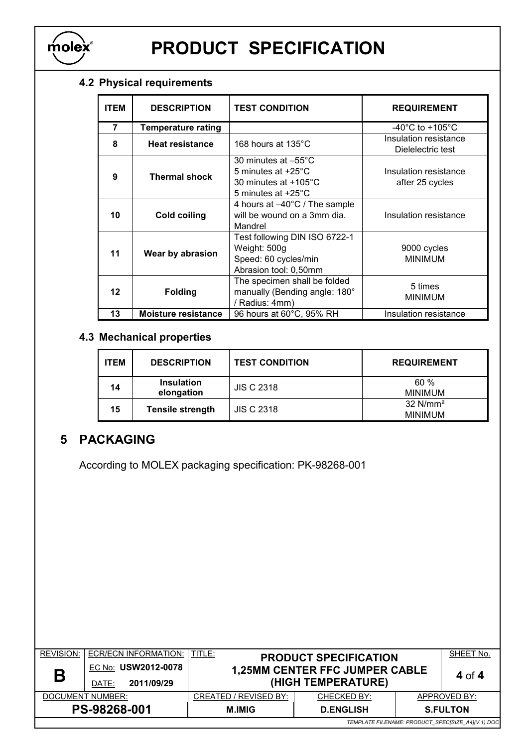### 4.2 Physical requirements

| ITEM | DESCRIPTION | TEST CONDITION | REQUIREMENT |
|---|---|---|---|
| 7 | **Temperature rating** | | -40°C to +105°C |
| 8 | **Heat resistance** | 168 hours at 135°C | Insulation resistance Dielelectric test |
| 9 | **Thermal shock** | 30 minutes at –55°C<br>5 minutes at +25°C<br>30 minutes at +105°C<br>5 minutes at +25°C | Insulation resistance after 25 cycles |
| 10 | **Cold coiling** | 4 hours at –40°C / The sample will be wound on a 3mm dia. Mandrel | Insulation resistance |
| 11 | **Wear by abrasion** | Test following DIN ISO 6722-1<br>Weight: 500g<br>Speed: 60 cycles/min<br>Abrasion tool: 0,50mm | 9000 cycles MINIMUM |
| 12 | **Folding** | The specimen shall be folded manually (Bending angle: 180° / Radius: 4mm) | 5 times MINIMUM |
| 13 | **Moisture resistance** | 96 hours at 60°C, 95% RH | Insulation resistance |

### 4.3 Mechanical properties

| ITEM | DESCRIPTION | TEST CONDITION | REQUIREMENT |
|---|---|---|---|
| 14 | **Insulation elongation** | JIS C 2318 | 60 % MINIMUM |
| 15 | **Tensile strength** | JIS C 2318 | 32 N/mm² MINIMUM |

## 5 PACKAGING

According to MOLEX packaging specification: PK-98268-001